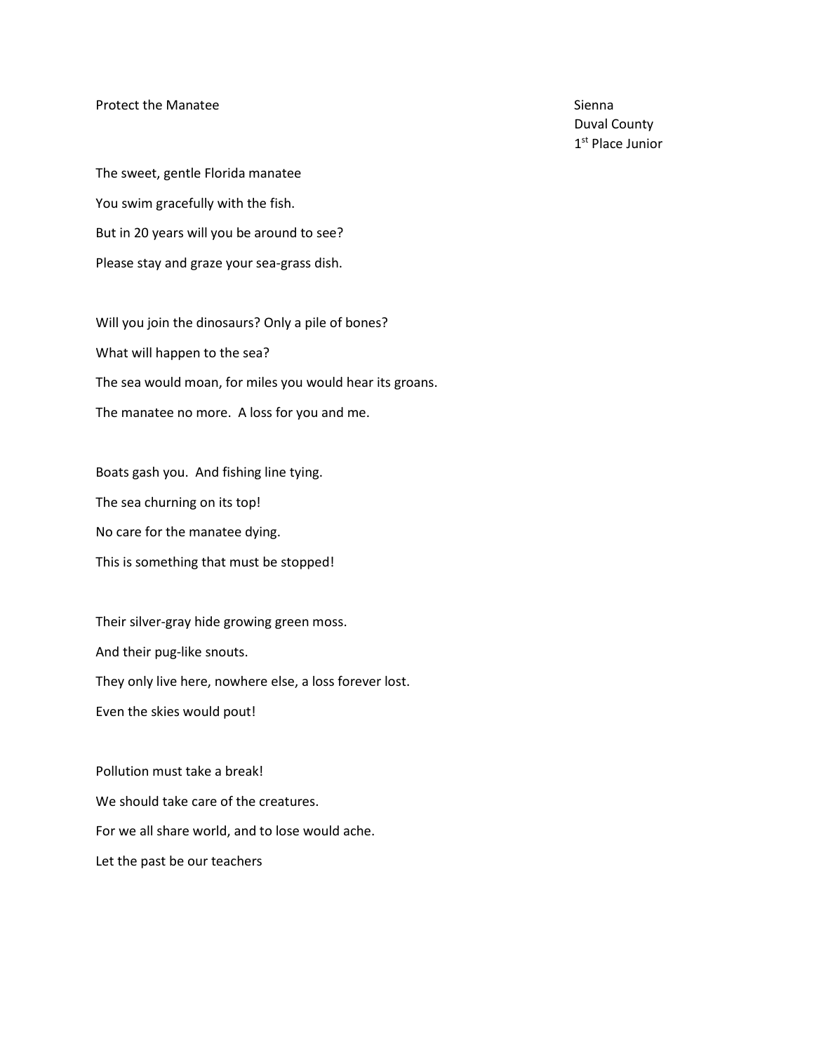# Protect the Manatee

Sienna
Duval County
1st Place Junior

The sweet, gentle Florida manatee
You swim gracefully with the fish.
But in 20 years will you be around to see?
Please stay and graze your sea-grass dish.

Will you join the dinosaurs? Only a pile of bones?
What will happen to the sea?
The sea would moan, for miles you would hear its groans.
The manatee no more. A loss for you and me.

Boats gash you. And fishing line tying.
The sea churning on its top!
No care for the manatee dying.
This is something that must be stopped!

Their silver-gray hide growing green moss.
And their pug-like snouts.
They only live here, nowhere else, a loss forever lost.
Even the skies would pout!

Pollution must take a break!
We should take care of the creatures.
For we all share world, and to lose would ache.
Let the past be our teachers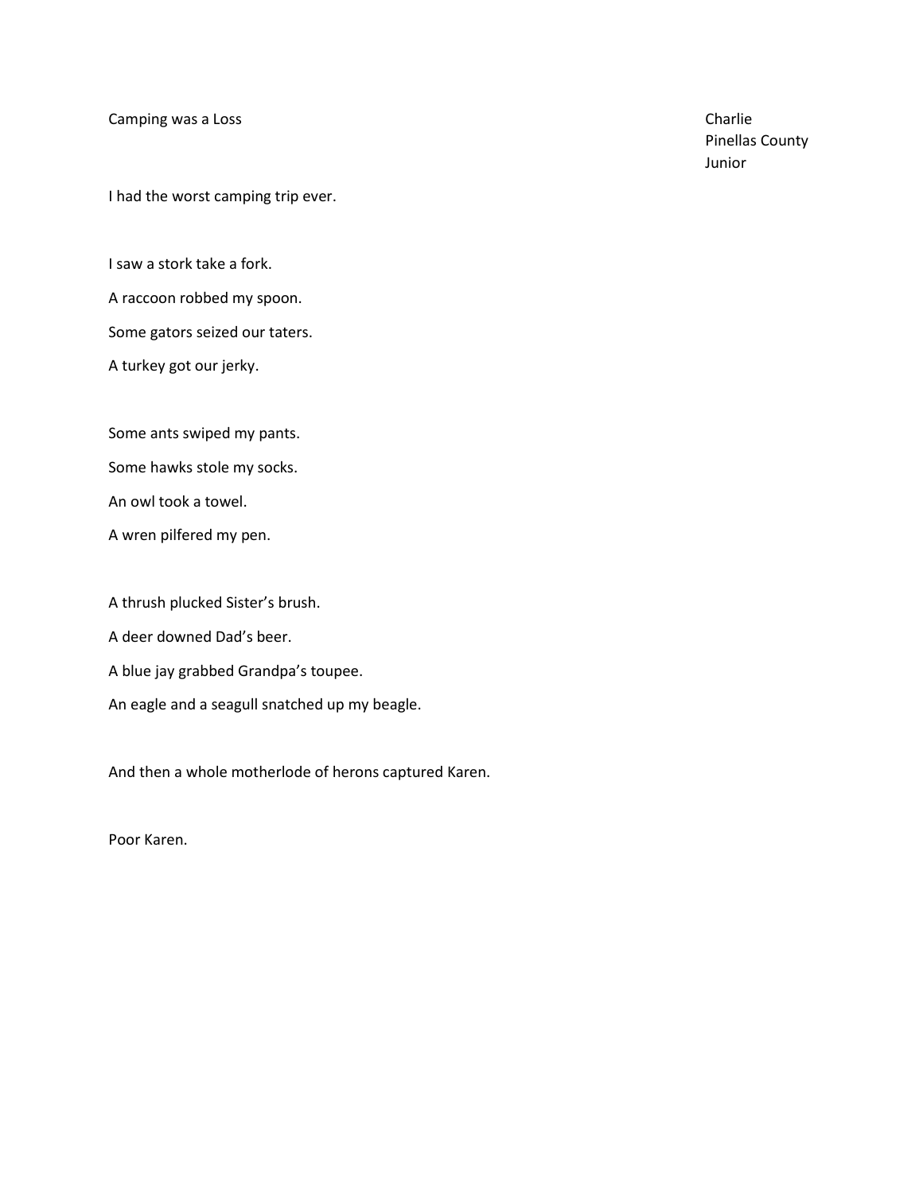Camping was a Loss

Charlie
Pinellas County
Junior

I had the worst camping trip ever.

I saw a stork take a fork.

A raccoon robbed my spoon.

Some gators seized our taters.

A turkey got our jerky.

Some ants swiped my pants.

Some hawks stole my socks.

An owl took a towel.

A wren pilfered my pen.

A thrush plucked Sister's brush.

A deer downed Dad's beer.

A blue jay grabbed Grandpa's toupee.

An eagle and a seagull snatched up my beagle.

And then a whole motherlode of herons captured Karen.

Poor Karen.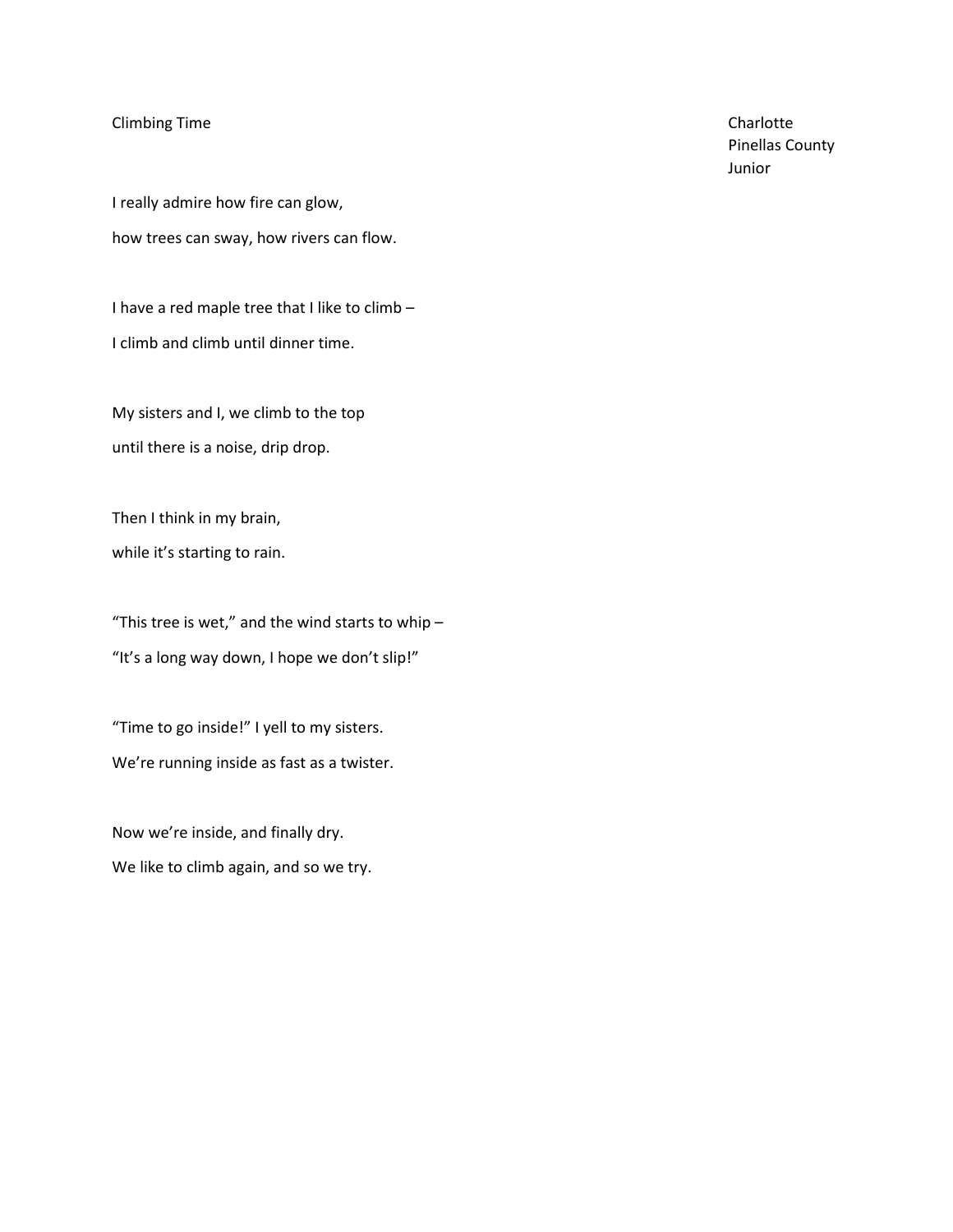# Climbing Time

Charlotte
Pinellas County
Junior

I really admire how fire can glow,

how trees can sway, how rivers can flow.

I have a red maple tree that I like to climb –

I climb and climb until dinner time.

My sisters and I, we climb to the top

until there is a noise, drip drop.

Then I think in my brain,

while it's starting to rain.

"This tree is wet," and the wind starts to whip –

"It's a long way down, I hope we don't slip!"

"Time to go inside!" I yell to my sisters.

We're running inside as fast as a twister.

Now we're inside, and finally dry.

We like to climb again, and so we try.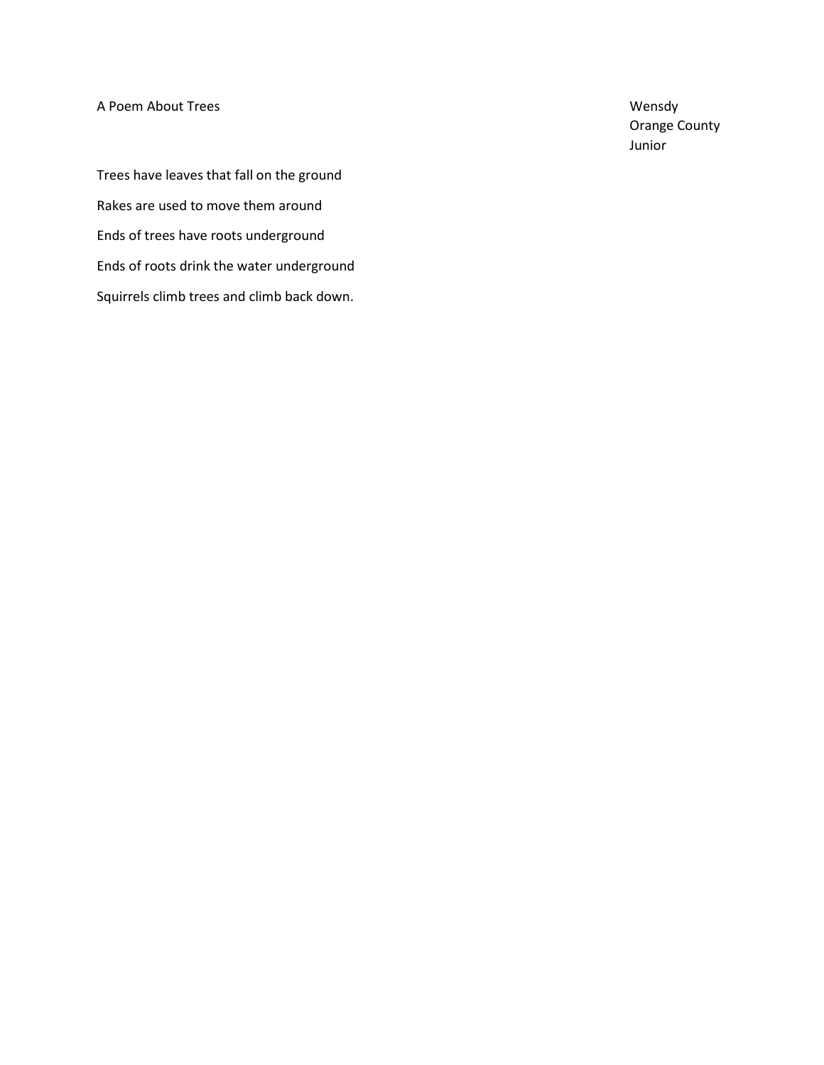A Poem About Trees

Wensdy
Orange County
Junior

Trees have leaves that fall on the ground

Rakes are used to move them around

Ends of trees have roots underground

Ends of roots drink the water underground

Squirrels climb trees and climb back down.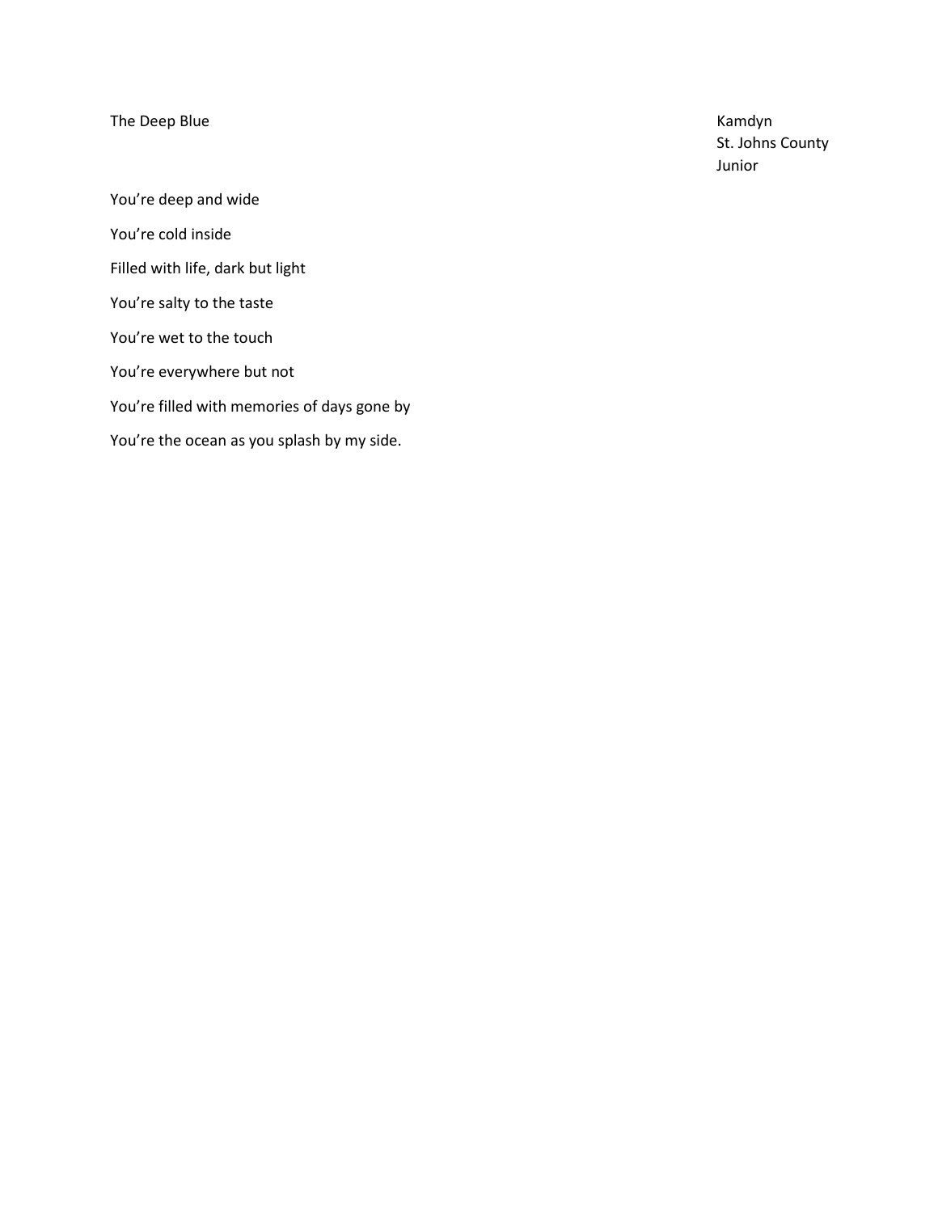# The Deep Blue

Kamdyn
St. Johns County
Junior

You're deep and wide

You're cold inside

Filled with life, dark but light

You're salty to the taste

You're wet to the touch

You're everywhere but not

You're filled with memories of days gone by

You're the ocean as you splash by my side.